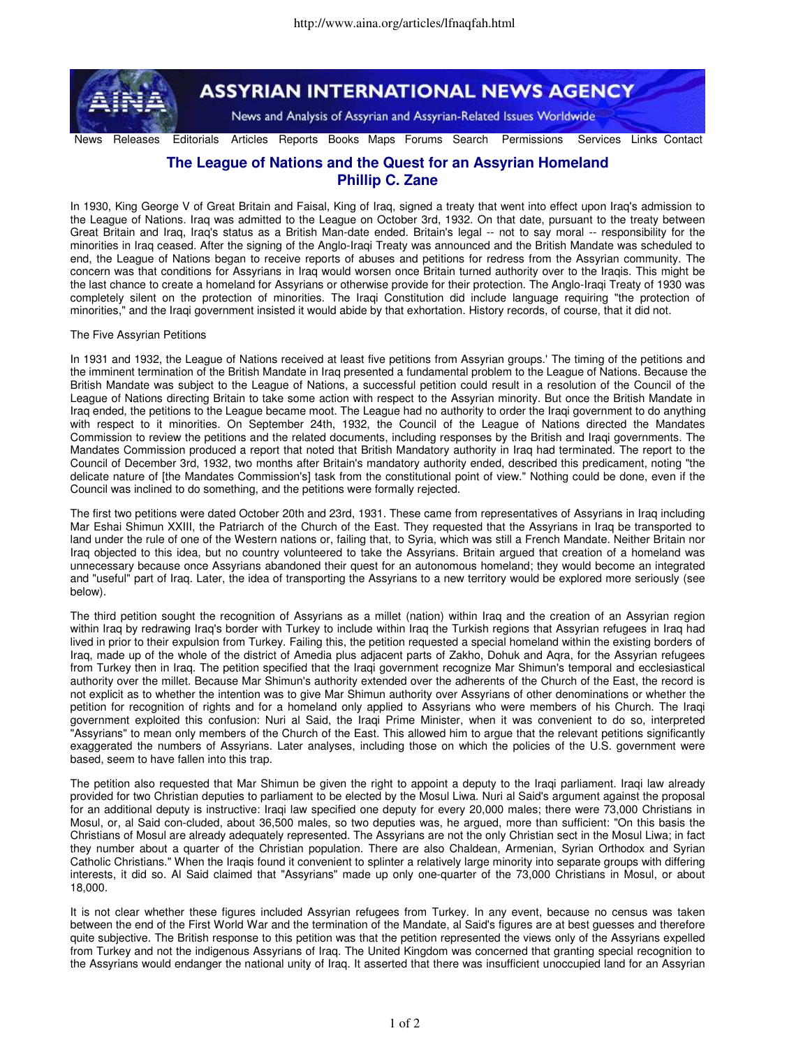# The League of Nations and the Quest for an Assyrian Homeland

## Phillip C. Zane

In 1930, King George V of Great Britain and Faisal, King of Iraq, signed a treaty that went into effect upon Iraq's admission to the League of Nations. Iraq was admitted to the League on October 3rd, 1932. On that date, pursuant to the treaty between Great Britain and Iraq, Iraq's status as a British Man-date ended. Britain's legal -- not to say moral -- responsibility for the minorities in Iraq ceased. After the signing of the Anglo-Iraqi Treaty was announced and the British Mandate was scheduled to end, the League of Nations began to receive reports of abuses and petitions for redress from the Assyrian community. The concern was that conditions for Assyrians in Iraq would worsen once Britain turned authority over to the Iraqis. This might be the last chance to create a homeland for Assyrians or otherwise provide for their protection. The Anglo-Iraqi Treaty of 1930 was completely silent on the protection of minorities. The Iraqi Constitution did include language requiring "the protection of minorities," and the Iraqi government insisted it would abide by that exhortation. History records, of course, that it did not.

### The Five Assyrian Petitions

In 1931 and 1932, the League of Nations received at least five petitions from Assyrian groups.' The timing of the petitions and the imminent termination of the British Mandate in Iraq presented a fundamental problem to the League of Nations. Because the British Mandate was subject to the League of Nations, a successful petition could result in a resolution of the Council of the League of Nations directing Britain to take some action with respect to the Assyrian minority. But once the British Mandate in Iraq ended, the petitions to the League became moot. The League had no authority to order the Iraqi government to do anything with respect to it minorities. On September 24th, 1932, the Council of the League of Nations directed the Mandates Commission to review the petitions and the related documents, including responses by the British and Iraqi governments. The Mandates Commission produced a report that noted that British Mandatory authority in Iraq had terminated. The report to the Council of December 3rd, 1932, two months after Britain's mandatory authority ended, described this predicament, noting "the delicate nature of [the Mandates Commission's] task from the constitutional point of view." Nothing could be done, even if the Council was inclined to do something, and the petitions were formally rejected.

The first two petitions were dated October 20th and 23rd, 1931. These came from representatives of Assyrians in Iraq including Mar Eshai Shimun XXIII, the Patriarch of the Church of the East. They requested that the Assyrians in Iraq be transported to land under the rule of one of the Western nations or, failing that, to Syria, which was still a French Mandate. Neither Britain nor Iraq objected to this idea, but no country volunteered to take the Assyrians. Britain argued that creation of a homeland was unnecessary because once Assyrians abandoned their quest for an autonomous homeland; they would become an integrated and "useful" part of Iraq. Later, the idea of transporting the Assyrians to a new territory would be explored more seriously (see below).

The third petition sought the recognition of Assyrians as a millet (nation) within Iraq and the creation of an Assyrian region within Iraq by redrawing Iraq's border with Turkey to include within Iraq the Turkish regions that Assyrian refugees in Iraq had lived in prior to their expulsion from Turkey. Failing this, the petition requested a special homeland within the existing borders of Iraq, made up of the whole of the district of Amedia plus adjacent parts of Zakho, Dohuk and Aqra, for the Assyrian refugees from Turkey then in Iraq. The petition specified that the Iraqi government recognize Mar Shimun's temporal and ecclesiastical authority over the millet. Because Mar Shimun's authority extended over the adherents of the Church of the East, the record is not explicit as to whether the intention was to give Mar Shimun authority over Assyrians of other denominations or whether the petition for recognition of rights and for a homeland only applied to Assyrians who were members of his Church. The Iraqi government exploited this confusion: Nuri al Said, the Iraqi Prime Minister, when it was convenient to do so, interpreted "Assyrians" to mean only members of the Church of the East. This allowed him to argue that the relevant petitions significantly exaggerated the numbers of Assyrians. Later analyses, including those on which the policies of the U.S. government were based, seem to have fallen into this trap.

The petition also requested that Mar Shimun be given the right to appoint a deputy to the Iraqi parliament. Iraqi law already provided for two Christian deputies to parliament to be elected by the Mosul Liwa. Nuri al Said's argument against the proposal for an additional deputy is instructive: Iraqi law specified one deputy for every 20,000 males; there were 73,000 Christians in Mosul, or, al Said con-cluded, about 36,500 males, so two deputies was, he argued, more than sufficient: "On this basis the Christians of Mosul are already adequately represented. The Assyrians are not the only Christian sect in the Mosul Liwa; in fact they number about a quarter of the Christian population. There are also Chaldean, Armenian, Syrian Orthodox and Syrian Catholic Christians." When the Iraqis found it convenient to splinter a relatively large minority into separate groups with differing interests, it did so. Al Said claimed that "Assyrians" made up only one-quarter of the 73,000 Christians in Mosul, or about 18,000.

It is not clear whether these figures included Assyrian refugees from Turkey. In any event, because no census was taken between the end of the First World War and the termination of the Mandate, al Said's figures are at best guesses and therefore quite subjective. The British response to this petition was that the petition represented the views only of the Assyrians expelled from Turkey and not the indigenous Assyrians of Iraq. The United Kingdom was concerned that granting special recognition to the Assyrians would endanger the national unity of Iraq. It asserted that there was insufficient unoccupied land for an Assyrian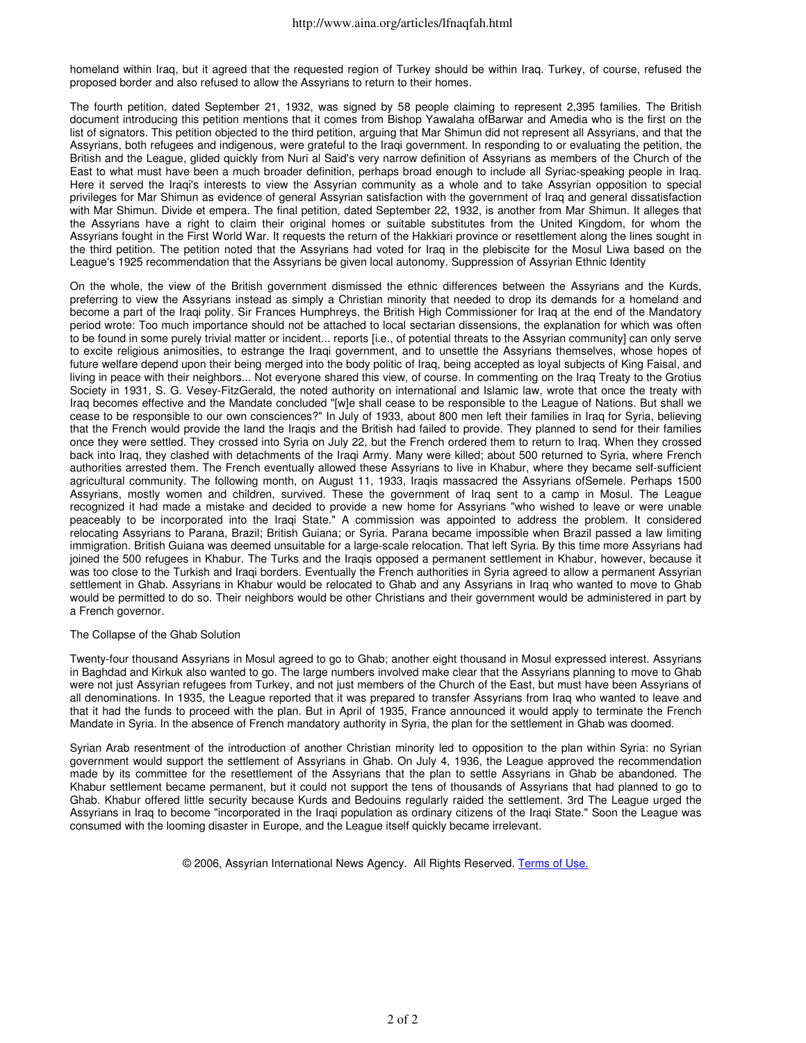homeland within Iraq, but it agreed that the requested region of Turkey should be within Iraq. Turkey, of course, refused the proposed border and also refused to allow the Assyrians to return to their homes.

The fourth petition, dated September 21, 1932, was signed by 58 people claiming to represent 2,395 families. The British document introducing this petition mentions that it comes from Bishop Yawalaha ofBarwar and Amedia who is the first on the list of signators. This petition objected to the third petition, arguing that Mar Shimun did not represent all Assyrians, and that the Assyrians, both refugees and indigenous, were grateful to the Iraqi government. In responding to or evaluating the petition, the British and the League, glided quickly from Nuri al Said's very narrow definition of Assyrians as members of the Church of the East to what must have been a much broader definition, perhaps broad enough to include all Syriac-speaking people in Iraq. Here it served the Iraqi's interests to view the Assyrian community as a whole and to take Assyrian opposition to special privileges for Mar Shimun as evidence of general Assyrian satisfaction with the government of Iraq and general dissatisfaction with Mar Shimun. Divide et empera. The final petition, dated September 22, 1932, is another from Mar Shimun. It alleges that the Assyrians have a right to claim their original homes or suitable substitutes from the United Kingdom, for whom the Assyrians fought in the First World War. It requests the return of the Hakkiari province or resettlement along the lines sought in the third petition. The petition noted that the Assyrians had voted for Iraq in the plebiscite for the Mosul Liwa based on the League's 1925 recommendation that the Assyrians be given local autonomy. Suppression of Assyrian Ethnic Identity

On the whole, the view of the British government dismissed the ethnic differences between the Assyrians and the Kurds, preferring to view the Assyrians instead as simply a Christian minority that needed to drop its demands for a homeland and become a part of the Iraqi polity. Sir Frances Humphreys, the British High Commissioner for Iraq at the end of the Mandatory period wrote: Too much importance should not be attached to local sectarian dissensions, the explanation for which was often to be found in some purely trivial matter or incident... reports [i.e., of potential threats to the Assyrian community] can only serve to excite religious animosities, to estrange the Iraqi government, and to unsettle the Assyrians themselves, whose hopes of future welfare depend upon their being merged into the body politic of Iraq, being accepted as loyal subjects of King Faisal, and living in peace with their neighbors... Not everyone shared this view, of course. In commenting on the Iraq Treaty to the Grotius Society in 1931, S. G. Vesey-FitzGerald, the noted authority on international and Islamic law, wrote that once the treaty with Iraq becomes effective and the Mandate concluded "[w]e shall cease to be responsible to the League of Nations. But shall we cease to be responsible to our own consciences?" In July of 1933, about 800 men left their families in Iraq for Syria, believing that the French would provide the land the Iraqis and the British had failed to provide. They planned to send for their families once they were settled. They crossed into Syria on July 22, but the French ordered them to return to Iraq. When they crossed back into Iraq, they clashed with detachments of the Iraqi Army. Many were killed; about 500 returned to Syria, where French authorities arrested them. The French eventually allowed these Assyrians to live in Khabur, where they became self-sufficient agricultural community. The following month, on August 11, 1933, Iraqis massacred the Assyrians ofSemele. Perhaps 1500 Assyrians, mostly women and children, survived. These the government of Iraq sent to a camp in Mosul. The League recognized it had made a mistake and decided to provide a new home for Assyrians "who wished to leave or were unable peaceably to be incorporated into the Iraqi State." A commission was appointed to address the problem. It considered relocating Assyrians to Parana, Brazil; British Guiana; or Syria. Parana became impossible when Brazil passed a law limiting immigration. British Guiana was deemed unsuitable for a large-scale relocation. That left Syria. By this time more Assyrians had joined the 500 refugees in Khabur. The Turks and the Iraqis opposed a permanent settlement in Khabur, however, because it was too close to the Turkish and Iraqi borders. Eventually the French authorities in Syria agreed to allow a permanent Assyrian settlement in Ghab. Assyrians in Khabur would be relocated to Ghab and any Assyrians in Iraq who wanted to move to Ghab would be permitted to do so. Their neighbors would be other Christians and their government would be administered in part by a French governor.

The Collapse of the Ghab Solution

Twenty-four thousand Assyrians in Mosul agreed to go to Ghab; another eight thousand in Mosul expressed interest. Assyrians in Baghdad and Kirkuk also wanted to go. The large numbers involved make clear that the Assyrians planning to move to Ghab were not just Assyrian refugees from Turkey, and not just members of the Church of the East, but must have been Assyrians of all denominations. In 1935, the League reported that it was prepared to transfer Assyrians from Iraq who wanted to leave and that it had the funds to proceed with the plan. But in April of 1935, France announced it would apply to terminate the French Mandate in Syria. In the absence of French mandatory authority in Syria, the plan for the settlement in Ghab was doomed.

Syrian Arab resentment of the introduction of another Christian minority led to opposition to the plan within Syria: no Syrian government would support the settlement of Assyrians in Ghab. On July 4, 1936, the League approved the recommendation made by its committee for the resettlement of the Assyrians that the plan to settle Assyrians in Ghab be abandoned. The Khabur settlement became permanent, but it could not support the tens of thousands of Assyrians that had planned to go to Ghab. Khabur offered little security because Kurds and Bedouins regularly raided the settlement. 3rd The League urged the Assyrians in Iraq to become "incorporated in the Iraqi population as ordinary citizens of the Iraqi State." Soon the League was consumed with the looming disaster in Europe, and the League itself quickly became irrelevant.

© 2006, Assyrian International News Agency. All Rights Reserved. Terms of Use.